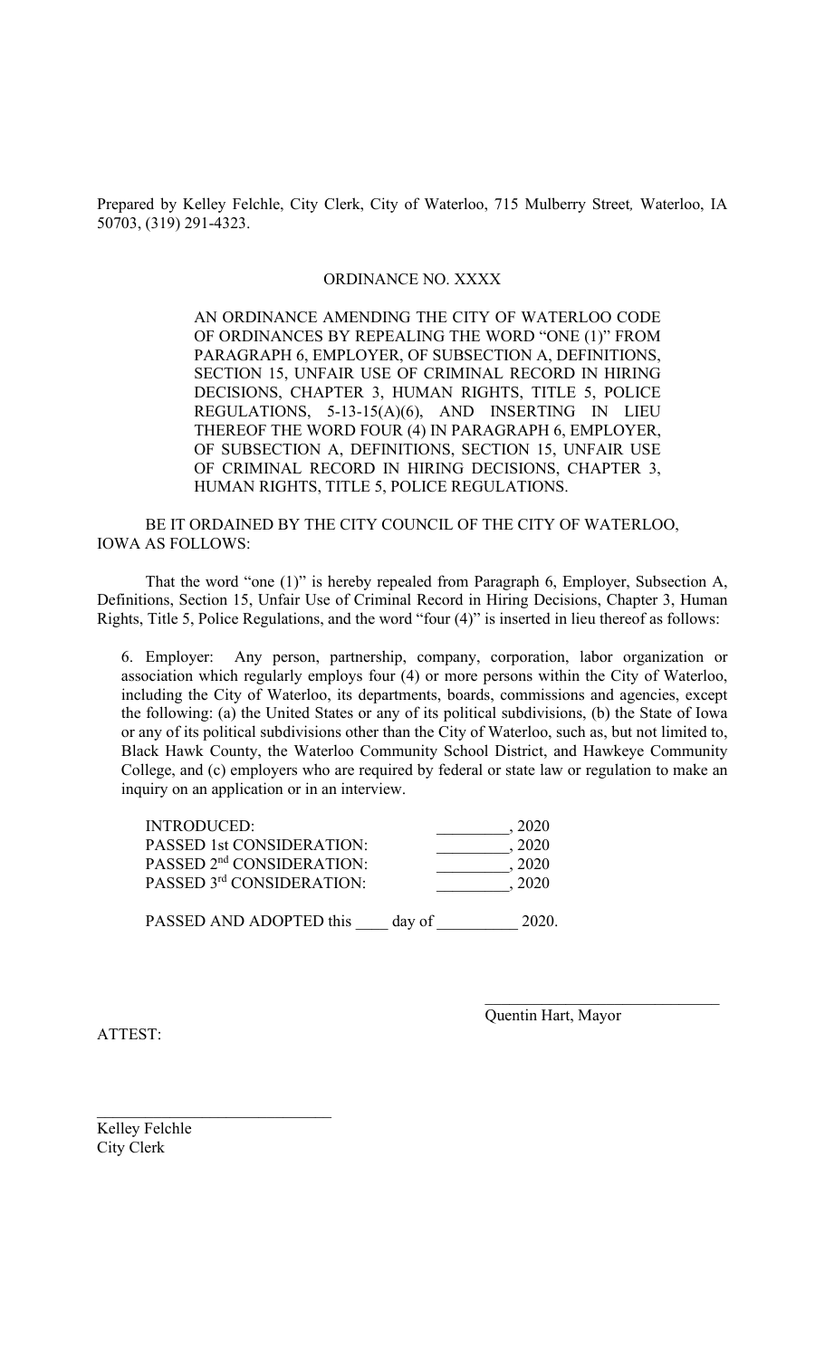Prepared by Kelley Felchle, City Clerk, City of Waterloo, 715 Mulberry Street, Waterloo, IA 50703, (319) 291-4323.

ORDINANCE NO. XXXX

AN ORDINANCE AMENDING THE CITY OF WATERLOO CODE OF ORDINANCES BY REPEALING THE WORD "ONE (1)" FROM PARAGRAPH 6, EMPLOYER, OF SUBSECTION A, DEFINITIONS, SECTION 15, UNFAIR USE OF CRIMINAL RECORD IN HIRING DECISIONS, CHAPTER 3, HUMAN RIGHTS, TITLE 5, POLICE REGULATIONS, 5-13-15(A)(6), AND INSERTING IN LIEU THEREOF THE WORD FOUR (4) IN PARAGRAPH 6, EMPLOYER, OF SUBSECTION A, DEFINITIONS, SECTION 15, UNFAIR USE OF CRIMINAL RECORD IN HIRING DECISIONS, CHAPTER 3, HUMAN RIGHTS, TITLE 5, POLICE REGULATIONS.

BE IT ORDAINED BY THE CITY COUNCIL OF THE CITY OF WATERLOO, IOWA AS FOLLOWS:

That the word "one (1)" is hereby repealed from Paragraph 6, Employer, Subsection A, Definitions, Section 15, Unfair Use of Criminal Record in Hiring Decisions, Chapter 3, Human Rights, Title 5, Police Regulations, and the word "four (4)" is inserted in lieu thereof as follows:

> 6. Employer: Any person, partnership, company, corporation, labor organization or association which regularly employs four (4) or more persons within the City of Waterloo, including the City of Waterloo, its departments, boards, commissions and agencies, except the following: (a) the United States or any of its political subdivisions, (b) the State of Iowa or any of its political subdivisions other than the City of Waterloo, such as, but not limited to, Black Hawk County, the Waterloo Community School District, and Hawkeye Community College, and (c) employers who are required by federal or state law or regulation to make an inquiry on an application or in an interview.

INTRODUCED: _________, 2020
PASSED 1st CONSIDERATION: _________, 2020
PASSED 2nd CONSIDERATION: _________, 2020
PASSED 3rd CONSIDERATION: _________, 2020

PASSED AND ADOPTED this ____ day of __________ 2020.

_____________________________
Quentin Hart, Mayor

ATTEST:

_____________________________
Kelley Felchle
City Clerk